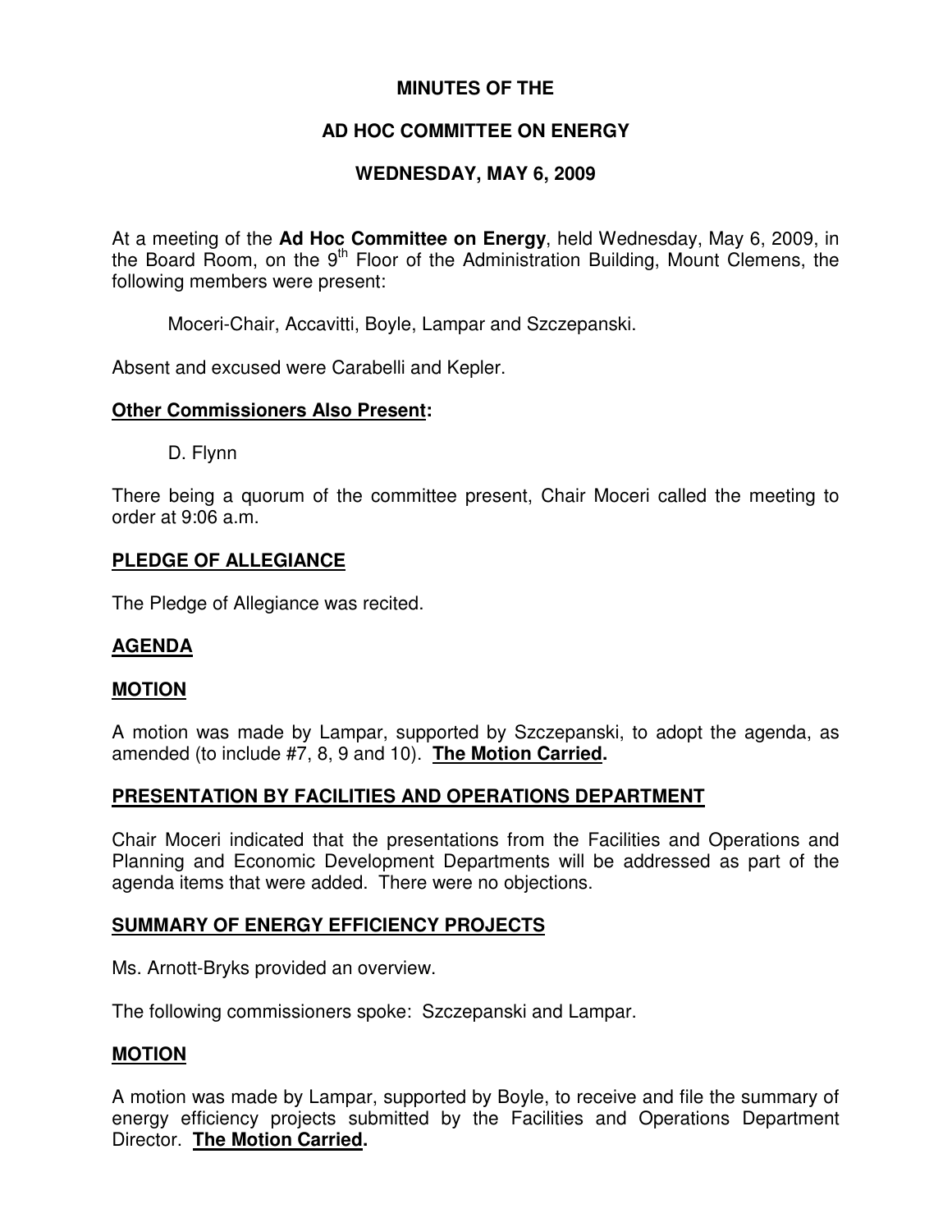# MINUTES OF THE

# AD HOC COMMITTEE ON ENERGY

# WEDNESDAY, MAY 6, 2009

At a meeting of the **Ad Hoc Committee on Energy**, held Wednesday, May 6, 2009, in the Board Room, on the 9th Floor of the Administration Building, Mount Clemens, the following members were present:

Moceri-Chair, Accavitti, Boyle, Lampar and Szczepanski.

Absent and excused were Carabelli and Kepler.

## Other Commissioners Also Present:

D. Flynn

There being a quorum of the committee present, Chair Moceri called the meeting to order at 9:06 a.m.

## PLEDGE OF ALLEGIANCE

The Pledge of Allegiance was recited.

## AGENDA

## MOTION

A motion was made by Lampar, supported by Szczepanski, to adopt the agenda, as amended (to include #7, 8, 9 and 10). **The Motion Carried.**

## PRESENTATION BY FACILITIES AND OPERATIONS DEPARTMENT

Chair Moceri indicated that the presentations from the Facilities and Operations and Planning and Economic Development Departments will be addressed as part of the agenda items that were added. There were no objections.

## SUMMARY OF ENERGY EFFICIENCY PROJECTS

Ms. Arnott-Bryks provided an overview.

The following commissioners spoke: Szczepanski and Lampar.

## MOTION

A motion was made by Lampar, supported by Boyle, to receive and file the summary of energy efficiency projects submitted by the Facilities and Operations Department Director. **The Motion Carried.**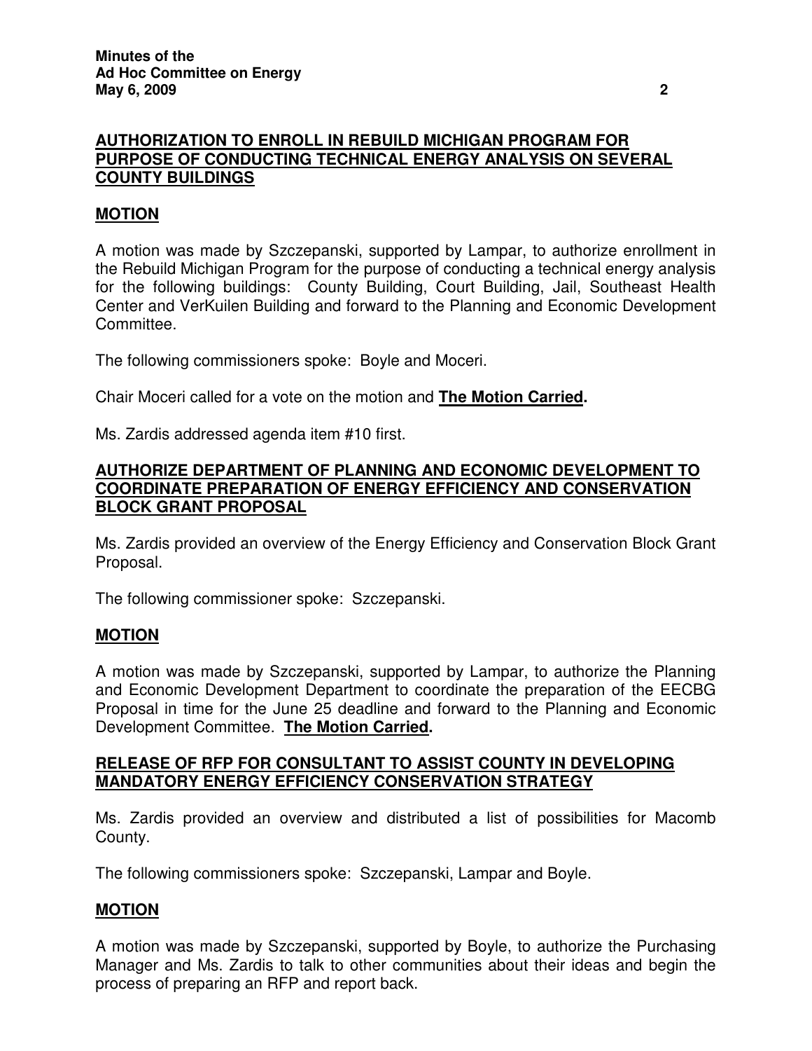## AUTHORIZATION TO ENROLL IN REBUILD MICHIGAN PROGRAM FOR PURPOSE OF CONDUCTING TECHNICAL ENERGY ANALYSIS ON SEVERAL COUNTY BUILDINGS

### MOTION

A motion was made by Szczepanski, supported by Lampar, to authorize enrollment in the Rebuild Michigan Program for the purpose of conducting a technical energy analysis for the following buildings: County Building, Court Building, Jail, Southeast Health Center and VerKuilen Building and forward to the Planning and Economic Development Committee.

The following commissioners spoke: Boyle and Moceri.

Chair Moceri called for a vote on the motion and **The Motion Carried.**

Ms. Zardis addressed agenda item #10 first.

## AUTHORIZE DEPARTMENT OF PLANNING AND ECONOMIC DEVELOPMENT TO COORDINATE PREPARATION OF ENERGY EFFICIENCY AND CONSERVATION BLOCK GRANT PROPOSAL

Ms. Zardis provided an overview of the Energy Efficiency and Conservation Block Grant Proposal.

The following commissioner spoke: Szczepanski.

### MOTION

A motion was made by Szczepanski, supported by Lampar, to authorize the Planning and Economic Development Department to coordinate the preparation of the EECBG Proposal in time for the June 25 deadline and forward to the Planning and Economic Development Committee. **The Motion Carried.**

## RELEASE OF RFP FOR CONSULTANT TO ASSIST COUNTY IN DEVELOPING MANDATORY ENERGY EFFICIENCY CONSERVATION STRATEGY

Ms. Zardis provided an overview and distributed a list of possibilities for Macomb County.

The following commissioners spoke: Szczepanski, Lampar and Boyle.

### MOTION

A motion was made by Szczepanski, supported by Boyle, to authorize the Purchasing Manager and Ms. Zardis to talk to other communities about their ideas and begin the process of preparing an RFP and report back.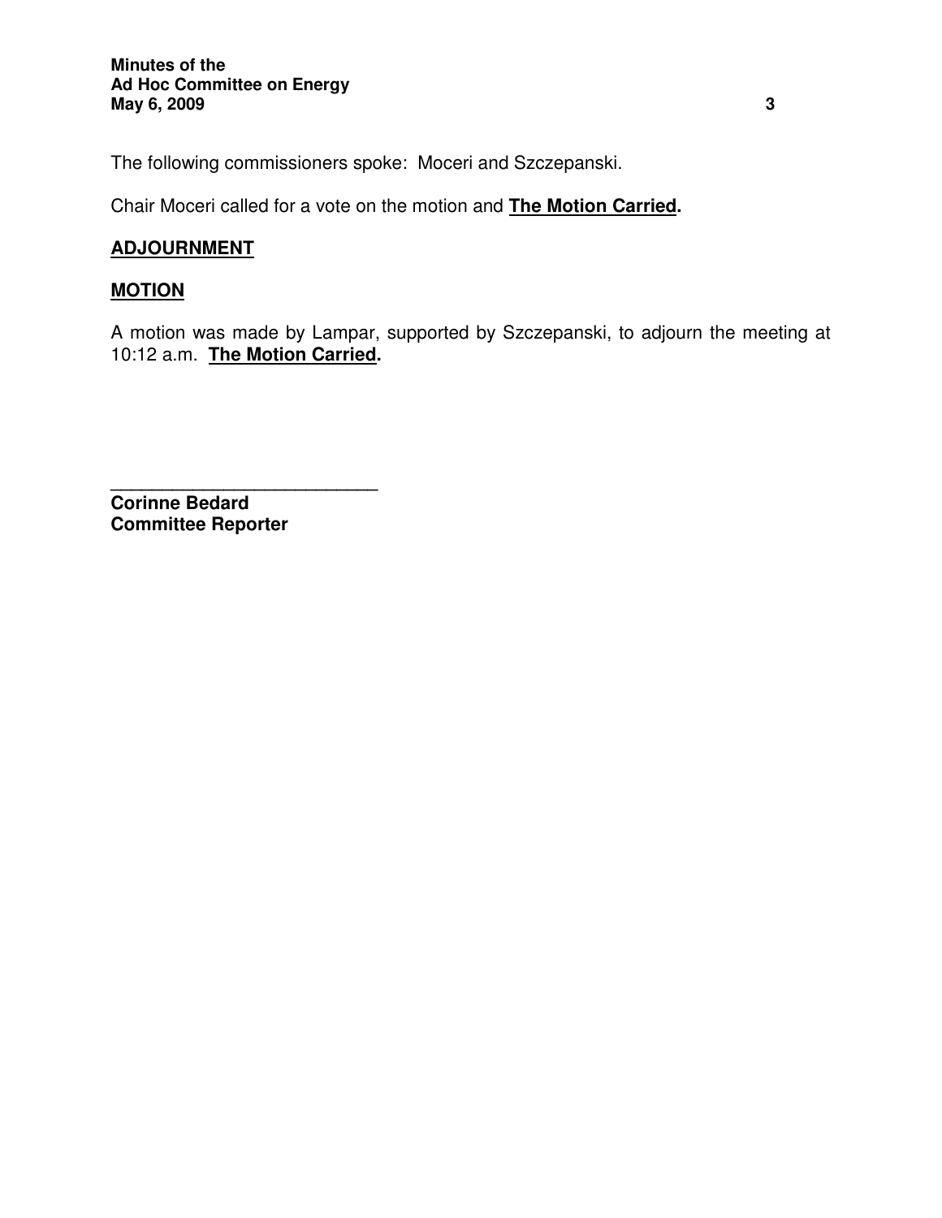The following commissioners spoke: Moceri and Szczepanski.

Chair Moceri called for a vote on the motion and **The Motion Carried.**

## ADJOURNMENT

## MOTION

A motion was made by Lampar, supported by Szczepanski, to adjourn the meeting at 10:12 a.m. **The Motion Carried.**

___________________________

**Corinne Bedard**
**Committee Reporter**